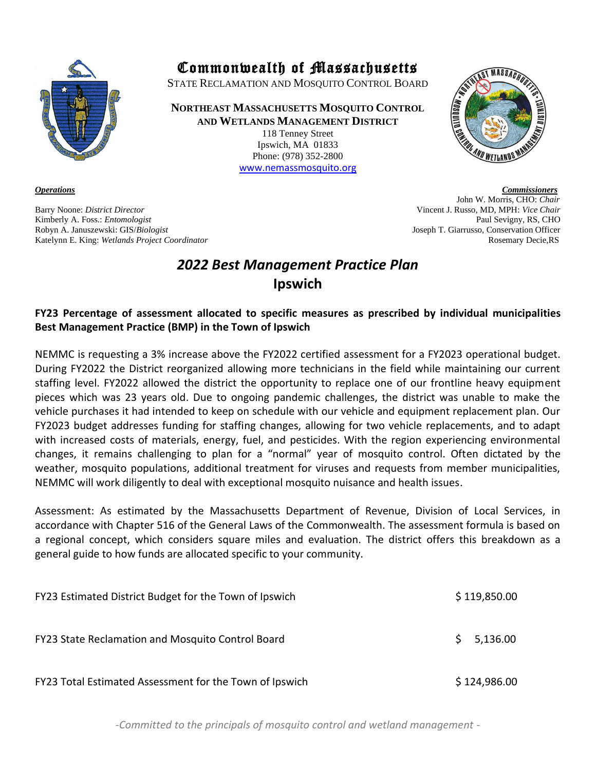# Commonwealth of Massachusetts

STATE RECLAMATION AND MOSQUITO CONTROL BOARD

**NORTHEAST MASSACHUSETTS MOSQUITO CONTROL AND WETLANDS MANAGEMENT DISTRICT**

118 Tenney Street
Ipswich, MA 01833
Phone: (978) 352-2800
www.nemassmosquito.org

***Operations***

Barry Noone: *District Director*
Kimberly A. Foss.: *Entomologist*
Robyn A. Januszewski: GIS/*Biologist*
Katelynn E. King: *Wetlands Project Coordinator*

***Commissioners***

John W. Morris, CHO: *Chair*
Vincent J. Russo, MD, MPH: *Vice Chair*
Paul Sevigny, RS, CHO
Joseph T. Giarrusso, Conservation Officer
Rosemary Decie,RS

## *2022 Best Management Practice Plan*
## Ipswich

**FY23 Percentage of assessment allocated to specific measures as prescribed by individual municipalities Best Management Practice (BMP) in the Town of Ipswich**

NEMMC is requesting a 3% increase above the FY2022 certified assessment for a FY2023 operational budget. During FY2022 the District reorganized allowing more technicians in the field while maintaining our current staffing level. FY2022 allowed the district the opportunity to replace one of our frontline heavy equipment pieces which was 23 years old. Due to ongoing pandemic challenges, the district was unable to make the vehicle purchases it had intended to keep on schedule with our vehicle and equipment replacement plan. Our FY2023 budget addresses funding for staffing changes, allowing for two vehicle replacements, and to adapt with increased costs of materials, energy, fuel, and pesticides. With the region experiencing environmental changes, it remains challenging to plan for a "normal" year of mosquito control. Often dictated by the weather, mosquito populations, additional treatment for viruses and requests from member municipalities, NEMMC will work diligently to deal with exceptional mosquito nuisance and health issues.

Assessment: As estimated by the Massachusetts Department of Revenue, Division of Local Services, in accordance with Chapter 516 of the General Laws of the Commonwealth. The assessment formula is based on a regional concept, which considers square miles and evaluation. The district offers this breakdown as a general guide to how funds are allocated specific to your community.

| | |
|---|---|
| FY23 Estimated District Budget for the Town of Ipswich | $ 119,850.00 |
| FY23 State Reclamation and Mosquito Control Board | $ 5,136.00 |
| FY23 Total Estimated Assessment for the Town of Ipswich | $ 124,986.00 |

*-Committed to the principals of mosquito control and wetland management -*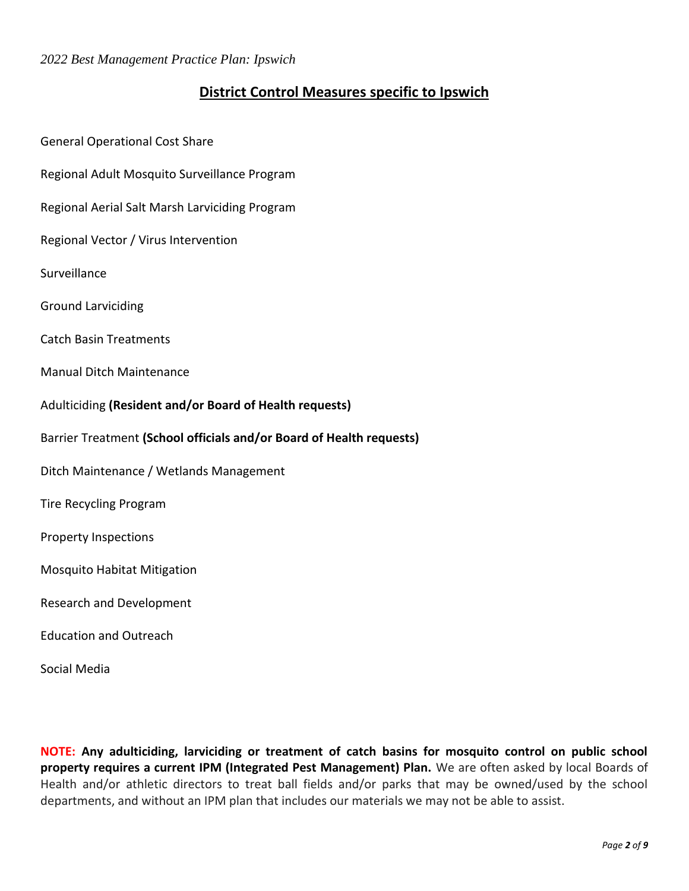## District Control Measures specific to Ipswich

General Operational Cost Share

Regional Adult Mosquito Surveillance Program

Regional Aerial Salt Marsh Larviciding Program

Regional Vector / Virus Intervention

Surveillance

Ground Larviciding

Catch Basin Treatments

Manual Ditch Maintenance

Adulticiding **(Resident and/or Board of Health requests)**

Barrier Treatment **(School officials and/or Board of Health requests)**

Ditch Maintenance / Wetlands Management

Tire Recycling Program

Property Inspections

Mosquito Habitat Mitigation

Research and Development

Education and Outreach

Social Media

**NOTE: Any adulticiding, larviciding or treatment of catch basins for mosquito control on public school property requires a current IPM (Integrated Pest Management) Plan.** We are often asked by local Boards of Health and/or athletic directors to treat ball fields and/or parks that may be owned/used by the school departments, and without an IPM plan that includes our materials we may not be able to assist.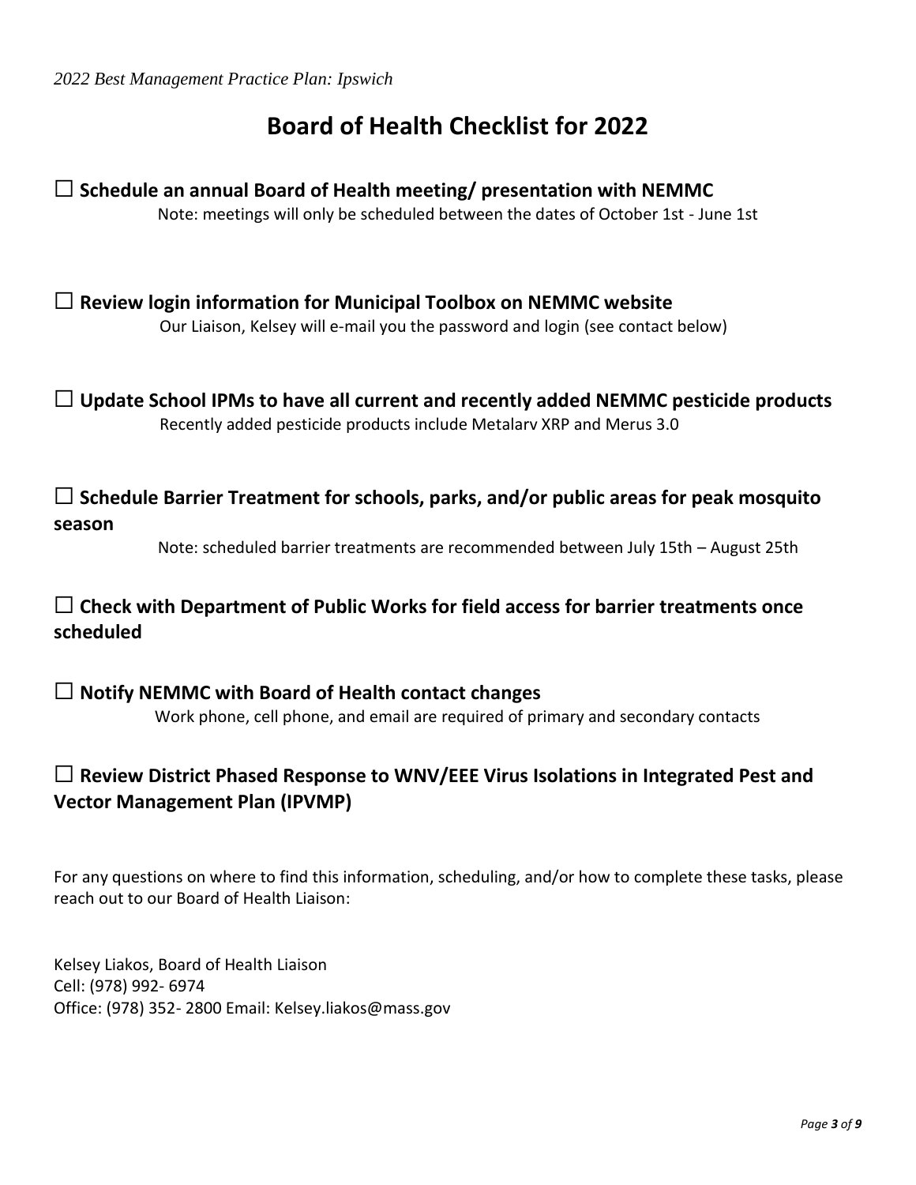# Board of Health Checklist for 2022

☐ **Schedule an annual Board of Health meeting/ presentation with NEMMC**

Note: meetings will only be scheduled between the dates of October 1st - June 1st

☐ **Review login information for Municipal Toolbox on NEMMC website**

Our Liaison, Kelsey will e-mail you the password and login (see contact below)

☐ **Update School IPMs to have all current and recently added NEMMC pesticide products**

Recently added pesticide products include Metalarv XRP and Merus 3.0

☐ **Schedule Barrier Treatment for schools, parks, and/or public areas for peak mosquito season**

Note: scheduled barrier treatments are recommended between July 15th – August 25th

☐ **Check with Department of Public Works for field access for barrier treatments once scheduled**

☐ **Notify NEMMC with Board of Health contact changes**

Work phone, cell phone, and email are required of primary and secondary contacts

☐ **Review District Phased Response to WNV/EEE Virus Isolations in Integrated Pest and Vector Management Plan (IPVMP)**

For any questions on where to find this information, scheduling, and/or how to complete these tasks, please reach out to our Board of Health Liaison:

Kelsey Liakos, Board of Health Liaison
Cell: (978) 992- 6974
Office: (978) 352- 2800 Email: Kelsey.liakos@mass.gov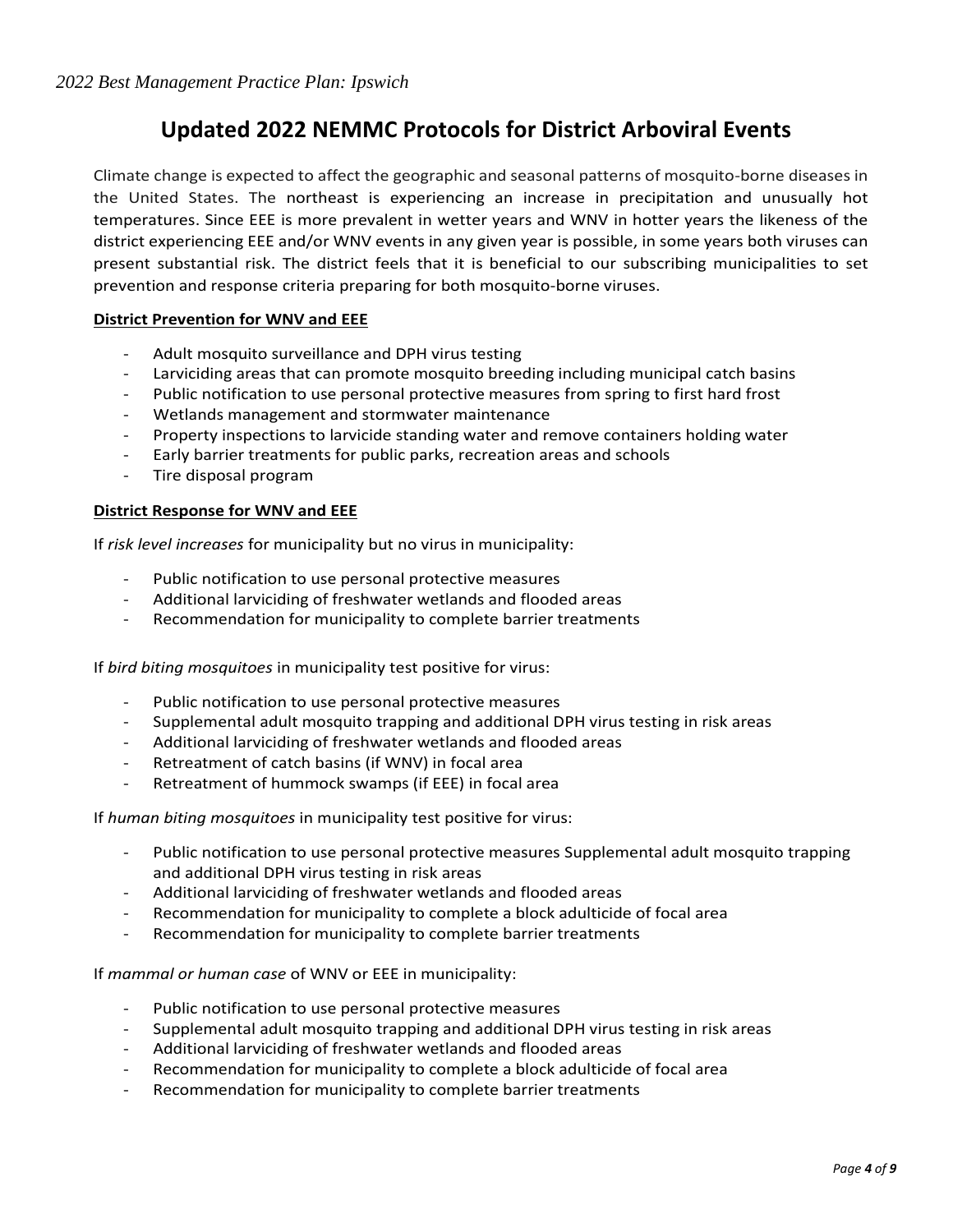# Updated 2022 NEMMC Protocols for District Arboviral Events

Climate change is expected to affect the geographic and seasonal patterns of mosquito-borne diseases in the United States. The northeast is experiencing an increase in precipitation and unusually hot temperatures. Since EEE is more prevalent in wetter years and WNV in hotter years the likeness of the district experiencing EEE and/or WNV events in any given year is possible, in some years both viruses can present substantial risk. The district feels that it is beneficial to our subscribing municipalities to set prevention and response criteria preparing for both mosquito-borne viruses.

**District Prevention for WNV and EEE**

- Adult mosquito surveillance and DPH virus testing
- Larviciding areas that can promote mosquito breeding including municipal catch basins
- Public notification to use personal protective measures from spring to first hard frost
- Wetlands management and stormwater maintenance
- Property inspections to larvicide standing water and remove containers holding water
- Early barrier treatments for public parks, recreation areas and schools
- Tire disposal program

**District Response for WNV and EEE**

If *risk level increases* for municipality but no virus in municipality:

- Public notification to use personal protective measures
- Additional larviciding of freshwater wetlands and flooded areas
- Recommendation for municipality to complete barrier treatments

If *bird biting mosquitoes* in municipality test positive for virus:

- Public notification to use personal protective measures
- Supplemental adult mosquito trapping and additional DPH virus testing in risk areas
- Additional larviciding of freshwater wetlands and flooded areas
- Retreatment of catch basins (if WNV) in focal area
- Retreatment of hummock swamps (if EEE) in focal area

If *human biting mosquitoes* in municipality test positive for virus:

- Public notification to use personal protective measures Supplemental adult mosquito trapping and additional DPH virus testing in risk areas
- Additional larviciding of freshwater wetlands and flooded areas
- Recommendation for municipality to complete a block adulticide of focal area
- Recommendation for municipality to complete barrier treatments

If *mammal or human case* of WNV or EEE in municipality:

- Public notification to use personal protective measures
- Supplemental adult mosquito trapping and additional DPH virus testing in risk areas
- Additional larviciding of freshwater wetlands and flooded areas
- Recommendation for municipality to complete a block adulticide of focal area
- Recommendation for municipality to complete barrier treatments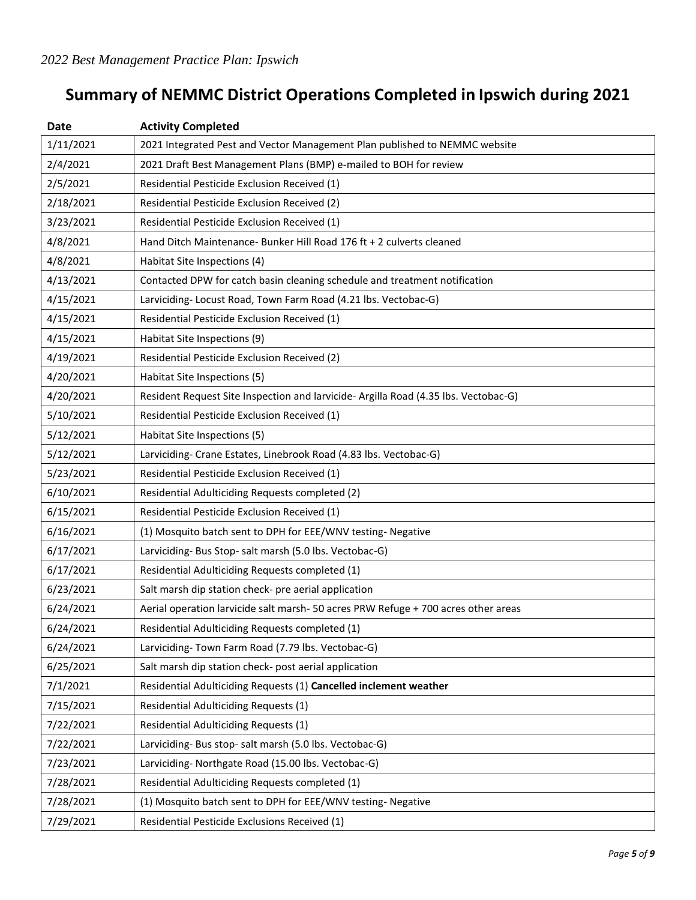# Summary of NEMMC District Operations Completed in Ipswich during 2021

| Date | Activity Completed |
|---|---|
| 1/11/2021 | 2021 Integrated Pest and Vector Management Plan published to NEMMC website |
| 2/4/2021 | 2021 Draft Best Management Plans (BMP) e-mailed to BOH for review |
| 2/5/2021 | Residential Pesticide Exclusion Received (1) |
| 2/18/2021 | Residential Pesticide Exclusion Received (2) |
| 3/23/2021 | Residential Pesticide Exclusion Received (1) |
| 4/8/2021 | Hand Ditch Maintenance- Bunker Hill Road 176 ft + 2 culverts cleaned |
| 4/8/2021 | Habitat Site Inspections (4) |
| 4/13/2021 | Contacted DPW for catch basin cleaning schedule and treatment notification |
| 4/15/2021 | Larviciding- Locust Road, Town Farm Road (4.21 lbs. Vectobac-G) |
| 4/15/2021 | Residential Pesticide Exclusion Received (1) |
| 4/15/2021 | Habitat Site Inspections (9) |
| 4/19/2021 | Residential Pesticide Exclusion Received (2) |
| 4/20/2021 | Habitat Site Inspections (5) |
| 4/20/2021 | Resident Request Site Inspection and larvicide- Argilla Road (4.35 lbs. Vectobac-G) |
| 5/10/2021 | Residential Pesticide Exclusion Received (1) |
| 5/12/2021 | Habitat Site Inspections (5) |
| 5/12/2021 | Larviciding- Crane Estates, Linebrook Road (4.83 lbs. Vectobac-G) |
| 5/23/2021 | Residential Pesticide Exclusion Received (1) |
| 6/10/2021 | Residential Adulticiding Requests completed (2) |
| 6/15/2021 | Residential Pesticide Exclusion Received (1) |
| 6/16/2021 | (1) Mosquito batch sent to DPH for EEE/WNV testing- Negative |
| 6/17/2021 | Larviciding- Bus Stop- salt marsh (5.0 lbs. Vectobac-G) |
| 6/17/2021 | Residential Adulticiding Requests completed (1) |
| 6/23/2021 | Salt marsh dip station check- pre aerial application |
| 6/24/2021 | Aerial operation larvicide salt marsh- 50 acres PRW Refuge + 700 acres other areas |
| 6/24/2021 | Residential Adulticiding Requests completed (1) |
| 6/24/2021 | Larviciding- Town Farm Road (7.79 lbs. Vectobac-G) |
| 6/25/2021 | Salt marsh dip station check- post aerial application |
| 7/1/2021 | Residential Adulticiding Requests (1) **Cancelled inclement weather** |
| 7/15/2021 | Residential Adulticiding Requests (1) |
| 7/22/2021 | Residential Adulticiding Requests (1) |
| 7/22/2021 | Larviciding- Bus stop- salt marsh (5.0 lbs. Vectobac-G) |
| 7/23/2021 | Larviciding- Northgate Road (15.00 lbs. Vectobac-G) |
| 7/28/2021 | Residential Adulticiding Requests completed (1) |
| 7/28/2021 | (1) Mosquito batch sent to DPH for EEE/WNV testing- Negative |
| 7/29/2021 | Residential Pesticide Exclusions Received (1) |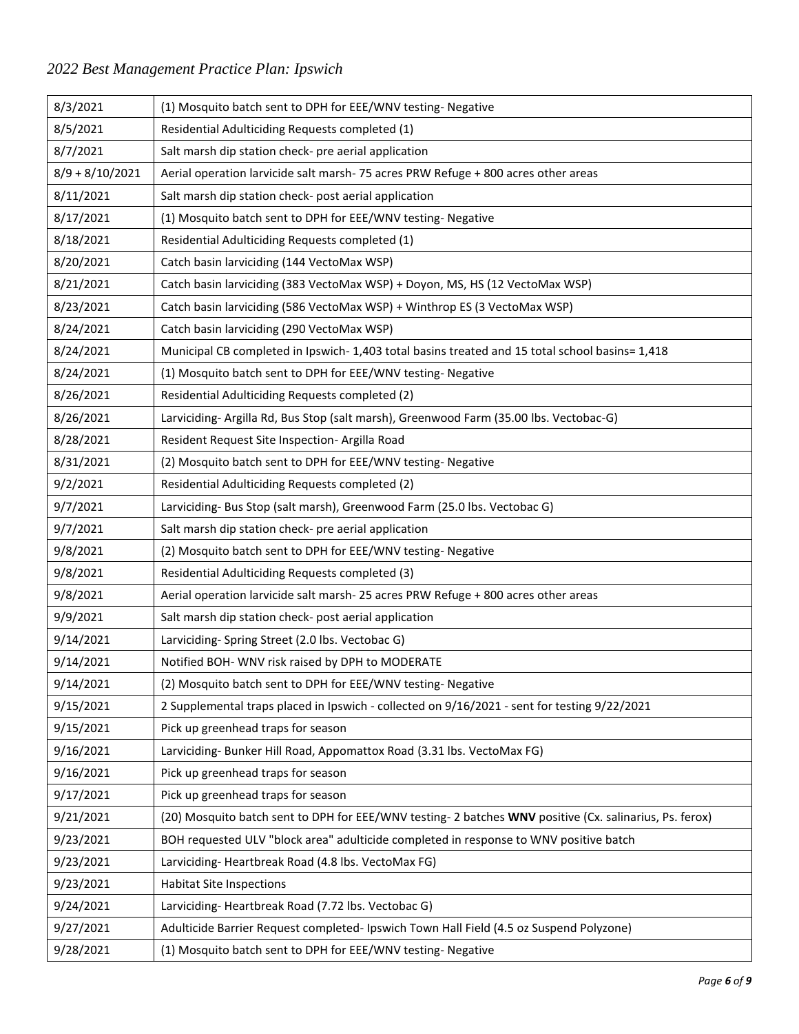| 8/3/2021 | (1) Mosquito batch sent to DPH for EEE/WNV testing- Negative |
|---|---|
| 8/5/2021 | Residential Adulticiding Requests completed (1) |
| 8/7/2021 | Salt marsh dip station check- pre aerial application |
| 8/9 + 8/10/2021 | Aerial operation larvicide salt marsh- 75 acres PRW Refuge + 800 acres other areas |
| 8/11/2021 | Salt marsh dip station check- post aerial application |
| 8/17/2021 | (1) Mosquito batch sent to DPH for EEE/WNV testing- Negative |
| 8/18/2021 | Residential Adulticiding Requests completed (1) |
| 8/20/2021 | Catch basin larviciding (144 VectoMax WSP) |
| 8/21/2021 | Catch basin larviciding (383 VectoMax WSP) + Doyon, MS, HS (12 VectoMax WSP) |
| 8/23/2021 | Catch basin larviciding (586 VectoMax WSP) + Winthrop ES (3 VectoMax WSP) |
| 8/24/2021 | Catch basin larviciding (290 VectoMax WSP) |
| 8/24/2021 | Municipal CB completed in Ipswich- 1,403 total basins treated and 15 total school basins= 1,418 |
| 8/24/2021 | (1) Mosquito batch sent to DPH for EEE/WNV testing- Negative |
| 8/26/2021 | Residential Adulticiding Requests completed (2) |
| 8/26/2021 | Larviciding- Argilla Rd, Bus Stop (salt marsh), Greenwood Farm (35.00 lbs. Vectobac-G) |
| 8/28/2021 | Resident Request Site Inspection- Argilla Road |
| 8/31/2021 | (2) Mosquito batch sent to DPH for EEE/WNV testing- Negative |
| 9/2/2021 | Residential Adulticiding Requests completed (2) |
| 9/7/2021 | Larviciding- Bus Stop (salt marsh), Greenwood Farm (25.0 lbs. Vectobac G) |
| 9/7/2021 | Salt marsh dip station check- pre aerial application |
| 9/8/2021 | (2) Mosquito batch sent to DPH for EEE/WNV testing- Negative |
| 9/8/2021 | Residential Adulticiding Requests completed (3) |
| 9/8/2021 | Aerial operation larvicide salt marsh- 25 acres PRW Refuge + 800 acres other areas |
| 9/9/2021 | Salt marsh dip station check- post aerial application |
| 9/14/2021 | Larviciding- Spring Street (2.0 lbs. Vectobac G) |
| 9/14/2021 | Notified BOH- WNV risk raised by DPH to MODERATE |
| 9/14/2021 | (2) Mosquito batch sent to DPH for EEE/WNV testing- Negative |
| 9/15/2021 | 2 Supplemental traps placed in Ipswich - collected on 9/16/2021 - sent for testing 9/22/2021 |
| 9/15/2021 | Pick up greenhead traps for season |
| 9/16/2021 | Larviciding- Bunker Hill Road, Appomattox Road (3.31 lbs. VectoMax FG) |
| 9/16/2021 | Pick up greenhead traps for season |
| 9/17/2021 | Pick up greenhead traps for season |
| 9/21/2021 | (20) Mosquito batch sent to DPH for EEE/WNV testing- 2 batches **WNV** positive (Cx. salinarius, Ps. ferox) |
| 9/23/2021 | BOH requested ULV "block area" adulticide completed in response to WNV positive batch |
| 9/23/2021 | Larviciding- Heartbreak Road (4.8 lbs. VectoMax FG) |
| 9/23/2021 | Habitat Site Inspections |
| 9/24/2021 | Larviciding- Heartbreak Road (7.72 lbs. Vectobac G) |
| 9/27/2021 | Adulticide Barrier Request completed- Ipswich Town Hall Field (4.5 oz Suspend Polyzone) |
| 9/28/2021 | (1) Mosquito batch sent to DPH for EEE/WNV testing- Negative |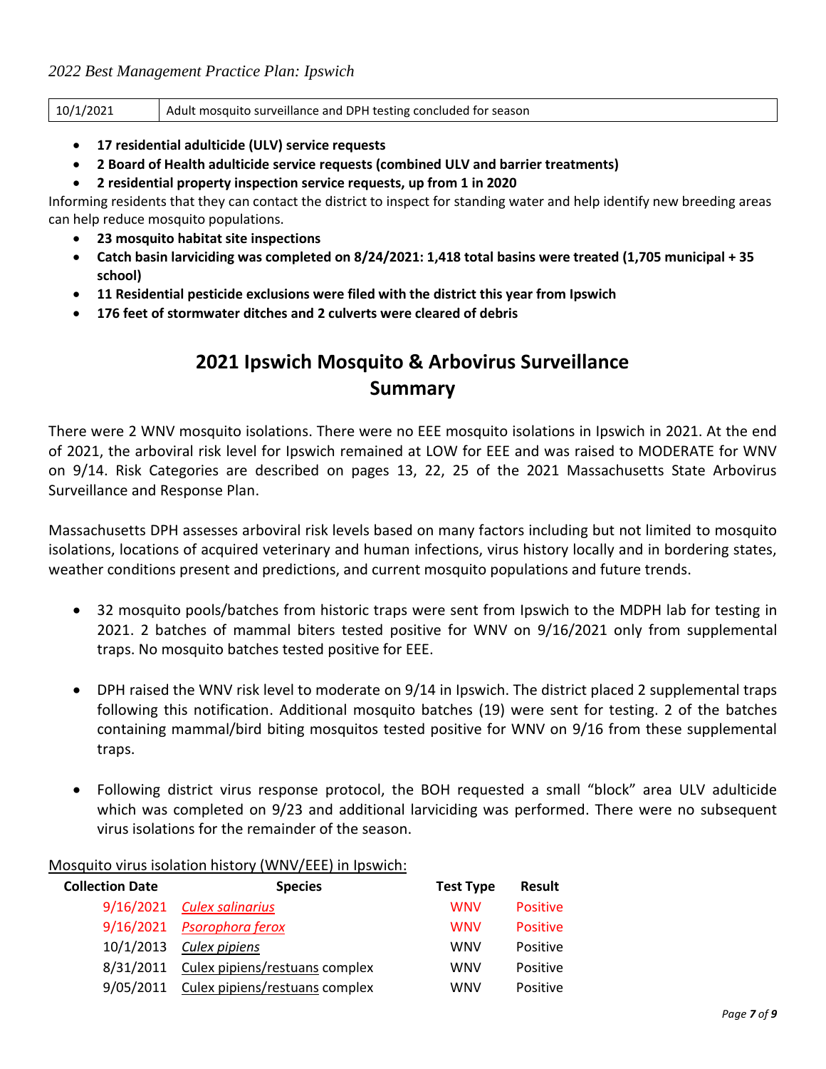| 10/1/2021 | Adult mosquito surveillance and DPH testing concluded for season |
|---|---|

- **17 residential adulticide (ULV) service requests**
- **2 Board of Health adulticide service requests (combined ULV and barrier treatments)**
- **2 residential property inspection service requests, up from 1 in 2020**

Informing residents that they can contact the district to inspect for standing water and help identify new breeding areas can help reduce mosquito populations.

- **23 mosquito habitat site inspections**
- **Catch basin larviciding was completed on 8/24/2021: 1,418 total basins were treated (1,705 municipal + 35 school)**
- **11 Residential pesticide exclusions were filed with the district this year from Ipswich**
- **176 feet of stormwater ditches and 2 culverts were cleared of debris**

## 2021 Ipswich Mosquito & Arbovirus Surveillance Summary

There were 2 WNV mosquito isolations. There were no EEE mosquito isolations in Ipswich in 2021. At the end of 2021, the arboviral risk level for Ipswich remained at LOW for EEE and was raised to MODERATE for WNV on 9/14. Risk Categories are described on pages 13, 22, 25 of the 2021 Massachusetts State Arbovirus Surveillance and Response Plan.

Massachusetts DPH assesses arboviral risk levels based on many factors including but not limited to mosquito isolations, locations of acquired veterinary and human infections, virus history locally and in bordering states, weather conditions present and predictions, and current mosquito populations and future trends.

- 32 mosquito pools/batches from historic traps were sent from Ipswich to the MDPH lab for testing in 2021. 2 batches of mammal biters tested positive for WNV on 9/16/2021 only from supplemental traps. No mosquito batches tested positive for EEE.

- DPH raised the WNV risk level to moderate on 9/14 in Ipswich. The district placed 2 supplemental traps following this notification. Additional mosquito batches (19) were sent for testing. 2 of the batches containing mammal/bird biting mosquitos tested positive for WNV on 9/16 from these supplemental traps.

- Following district virus response protocol, the BOH requested a small "block" area ULV adulticide which was completed on 9/23 and additional larviciding was performed. There were no subsequent virus isolations for the remainder of the season.

Mosquito virus isolation history (WNV/EEE) in Ipswich:

| Collection Date | Species | Test Type | Result |
|---|---|---|---|
| 9/16/2021 | *Culex salinarius* | WNV | Positive |
| 9/16/2021 | *Psorophora ferox* | WNV | Positive |
| 10/1/2013 | *Culex pipiens* | WNV | Positive |
| 8/31/2011 | Culex pipiens/restuans complex | WNV | Positive |
| 9/05/2011 | Culex pipiens/restuans complex | WNV | Positive |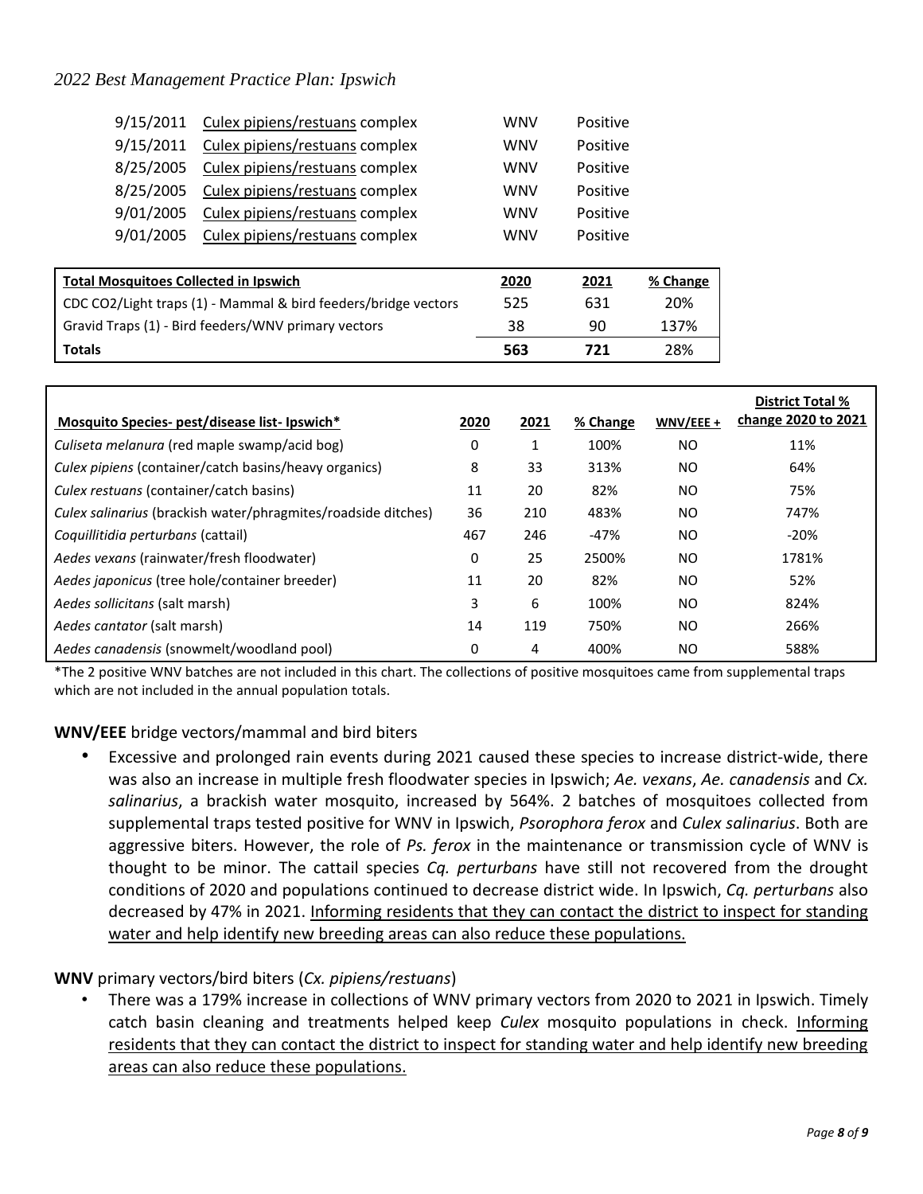| | | | |
|---|---|---|---|
| 9/15/2011 | Culex pipiens/restuans complex | WNV | Positive |
| 9/15/2011 | Culex pipiens/restuans complex | WNV | Positive |
| 8/25/2005 | Culex pipiens/restuans complex | WNV | Positive |
| 8/25/2005 | Culex pipiens/restuans complex | WNV | Positive |
| 9/01/2005 | Culex pipiens/restuans complex | WNV | Positive |
| 9/01/2005 | Culex pipiens/restuans complex | WNV | Positive |

| **Total Mosquitoes Collected in Ipswich** | **2020** | **2021** | **% Change** |
|---|---|---|---|
| CDC $CO_2$/Light traps (1) - Mammal & bird feeders/bridge vectors | 525 | 631 | 20% |
| Gravid Traps (1) - Bird feeders/WNV primary vectors | 38 | 90 | 137% |
| **Totals** | **563** | **721** | 28% |

| **Mosquito Species- pest/disease list- Ipswich*** | **2020** | **2021** | **% Change** | **WNV/EEE +** | **District Total % change 2020 to 2021** |
|---|---|---|---|---|---|
| *Culiseta melanura* (red maple swamp/acid bog) | 0 | 1 | 100% | NO | 11% |
| *Culex pipiens* (container/catch basins/heavy organics) | 8 | 33 | 313% | NO | 64% |
| *Culex restuans* (container/catch basins) | 11 | 20 | 82% | NO | 75% |
| *Culex salinarius* (brackish water/phragmites/roadside ditches) | 36 | 210 | 483% | NO | 747% |
| *Coquillitidia perturbans* (cattail) | 467 | 246 | -47% | NO | -20% |
| *Aedes vexans* (rainwater/fresh floodwater) | 0 | 25 | 2500% | NO | 1781% |
| *Aedes japonicus* (tree hole/container breeder) | 11 | 20 | 82% | NO | 52% |
| *Aedes sollicitans* (salt marsh) | 3 | 6 | 100% | NO | 824% |
| *Aedes cantator* (salt marsh) | 14 | 119 | 750% | NO | 266% |
| *Aedes canadensis* (snowmelt/woodland pool) | 0 | 4 | 400% | NO | 588% |

*The 2 positive WNV batches are not included in this chart. The collections of positive mosquitoes came from supplemental traps which are not included in the annual population totals.

**WNV/EEE** bridge vectors/mammal and bird biters

- Excessive and prolonged rain events during 2021 caused these species to increase district-wide, there was also an increase in multiple fresh floodwater species in Ipswich; *Ae. vexans*, *Ae. canadensis* and *Cx. salinarius*, a brackish water mosquito, increased by 564%. 2 batches of mosquitoes collected from supplemental traps tested positive for WNV in Ipswich, *Psorophora ferox* and *Culex salinarius*. Both are aggressive biters. However, the role of *Ps. ferox* in the maintenance or transmission cycle of WNV is thought to be minor. The cattail species *Cq. perturbans* have still not recovered from the drought conditions of 2020 and populations continued to decrease district wide. In Ipswich, *Cq. perturbans* also decreased by 47% in 2021. Informing residents that they can contact the district to inspect for standing water and help identify new breeding areas can also reduce these populations.

**WNV** primary vectors/bird biters (*Cx. pipiens/restuans*)

- There was a 179% increase in collections of WNV primary vectors from 2020 to 2021 in Ipswich. Timely catch basin cleaning and treatments helped keep *Culex* mosquito populations in check. Informing residents that they can contact the district to inspect for standing water and help identify new breeding areas can also reduce these populations.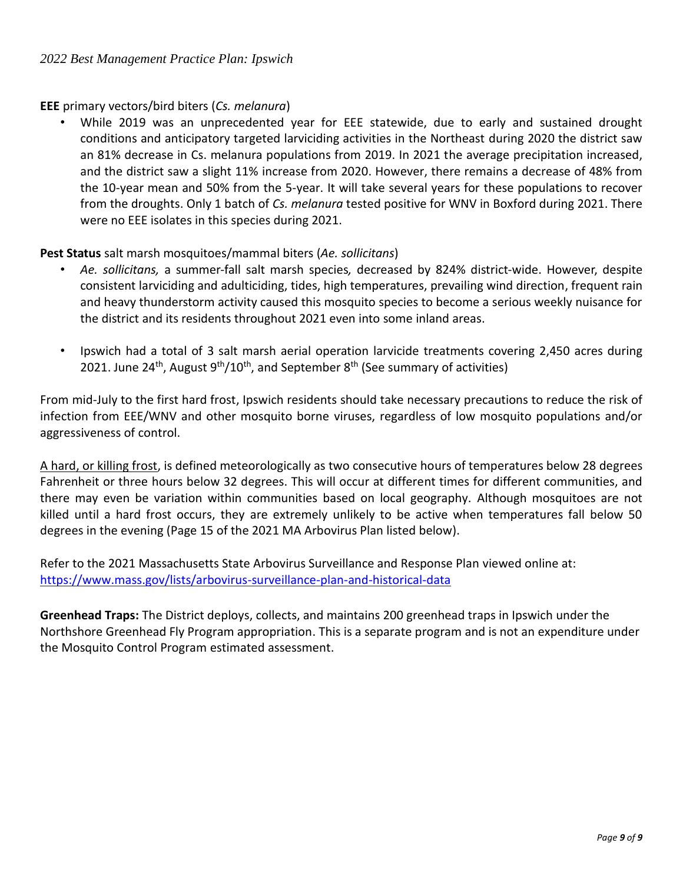**EEE** primary vectors/bird biters (*Cs. melanura*)

- While 2019 was an unprecedented year for EEE statewide, due to early and sustained drought conditions and anticipatory targeted larviciding activities in the Northeast during 2020 the district saw an 81% decrease in Cs. melanura populations from 2019. In 2021 the average precipitation increased, and the district saw a slight 11% increase from 2020. However, there remains a decrease of 48% from the 10-year mean and 50% from the 5-year. It will take several years for these populations to recover from the droughts. Only 1 batch of *Cs. melanura* tested positive for WNV in Boxford during 2021. There were no EEE isolates in this species during 2021.

**Pest Status** salt marsh mosquitoes/mammal biters (*Ae. sollicitans*)

- *Ae. sollicitans,* a summer-fall salt marsh species, decreased by 824% district-wide. However, despite consistent larviciding and adulticiding, tides, high temperatures, prevailing wind direction, frequent rain and heavy thunderstorm activity caused this mosquito species to become a serious weekly nuisance for the district and its residents throughout 2021 even into some inland areas.

- Ipswich had a total of 3 salt marsh aerial operation larvicide treatments covering 2,450 acres during 2021. June 24th, August 9th/10th, and September 8th (See summary of activities)

From mid-July to the first hard frost, Ipswich residents should take necessary precautions to reduce the risk of infection from EEE/WNV and other mosquito borne viruses, regardless of low mosquito populations and/or aggressiveness of control.

A hard, or killing frost, is defined meteorologically as two consecutive hours of temperatures below 28 degrees Fahrenheit or three hours below 32 degrees. This will occur at different times for different communities, and there may even be variation within communities based on local geography. Although mosquitoes are not killed until a hard frost occurs, they are extremely unlikely to be active when temperatures fall below 50 degrees in the evening (Page 15 of the 2021 MA Arbovirus Plan listed below).

Refer to the 2021 Massachusetts State Arbovirus Surveillance and Response Plan viewed online at:
https://www.mass.gov/lists/arbovirus-surveillance-plan-and-historical-data

**Greenhead Traps:** The District deploys, collects, and maintains 200 greenhead traps in Ipswich under the Northshore Greenhead Fly Program appropriation. This is a separate program and is not an expenditure under the Mosquito Control Program estimated assessment.